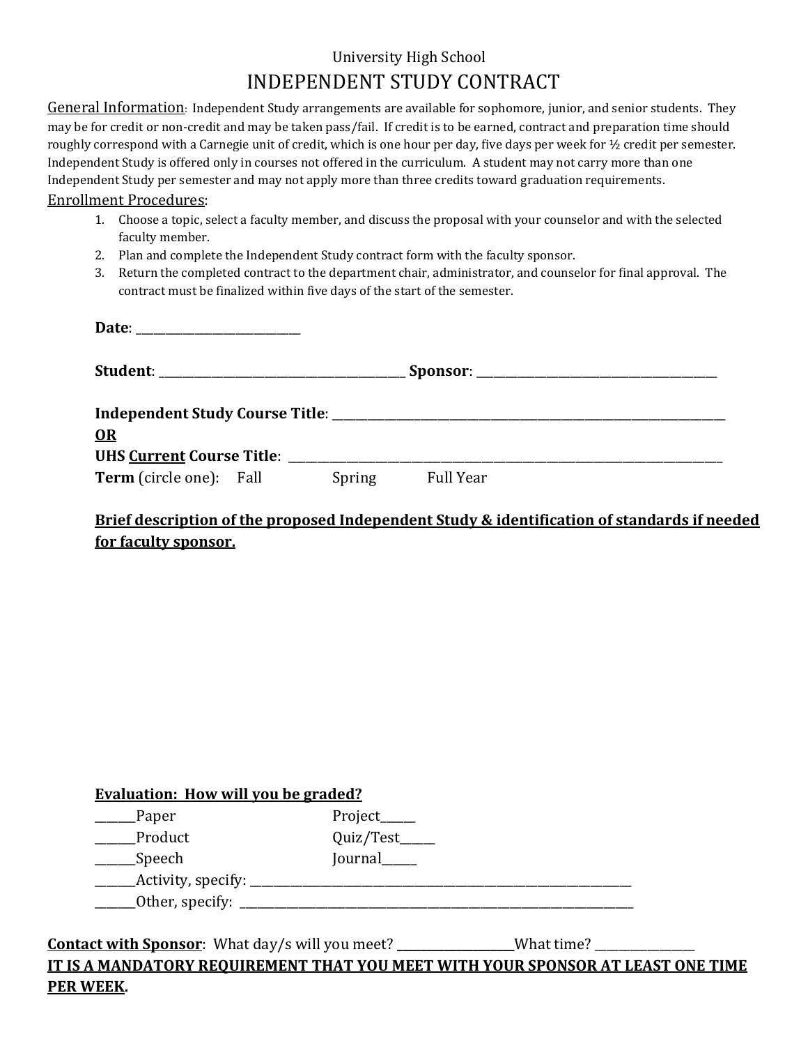University High School

# INDEPENDENT STUDY CONTRACT

General Information: Independent Study arrangements are available for sophomore, junior, and senior students. They may be for credit or non-credit and may be taken pass/fail. If credit is to be earned, contract and preparation time should roughly correspond with a Carnegie unit of credit, which is one hour per day, five days per week for ½ credit per semester. Independent Study is offered only in courses not offered in the curriculum. A student may not carry more than one Independent Study per semester and may not apply more than three credits toward graduation requirements.

Enrollment Procedures:

1. Choose a topic, select a faculty member, and discuss the proposal with your counselor and with the selected faculty member.
2. Plan and complete the Independent Study contract form with the faculty sponsor.
3. Return the completed contract to the department chair, administrator, and counselor for final approval. The contract must be finalized within five days of the start of the semester.

**Date**: ___________________________

**Student**: ________________________________________ **Sponsor**: ______________________________________

**Independent Study Course Title**: ____________________________________________________________________

**OR**

**UHS Current Course Title**: __________________________________________________________________________

**Term** (circle one): Fall Spring Full Year

**Brief description of the proposed Independent Study & identification of standards if needed for faculty sponsor.**

**Evaluation: How will you be graded?**

______Paper Project_____

______Product Quiz/Test_____

______Speech Journal_____

______Activity, specify: _____________________________________________________________

______Other, specify: ______________________________________________________________

**Contact with Sponsor**: What day/s will you meet? __________________What time? _______________

**IT IS A MANDATORY REQUIREMENT THAT YOU MEET WITH YOUR SPONSOR AT LEAST ONE TIME PER WEEK.**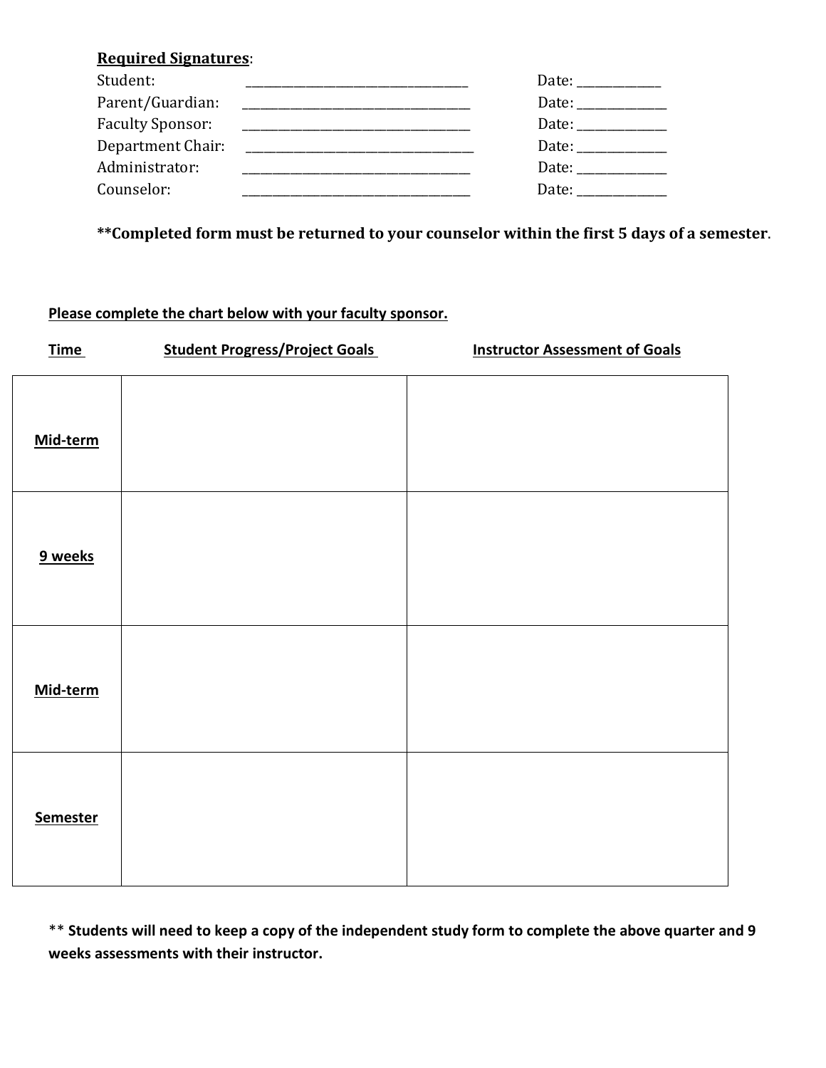**Required Signatures**:

Student: ___________________________________ Date: _____________

Parent/Guardian: ___________________________________ Date: _____________

Faculty Sponsor: ___________________________________ Date: _____________

Department Chair: ___________________________________ Date: _____________

Administrator: ___________________________________ Date: _____________

Counselor: ___________________________________ Date: _____________

**Completed form must be returned to your counselor within the first 5 days of a semester.**

**Please complete the chart below with your faculty sponsor.**

| Time | Student Progress/Project Goals | Instructor Assessment of Goals |
|---|---|---|
| Mid-term | | |
| 9 weeks | | |
| Mid-term | | |
| Semester | | |

** **Students will need to keep a copy of the independent study form to complete the above quarter and 9 weeks assessments with their instructor.**